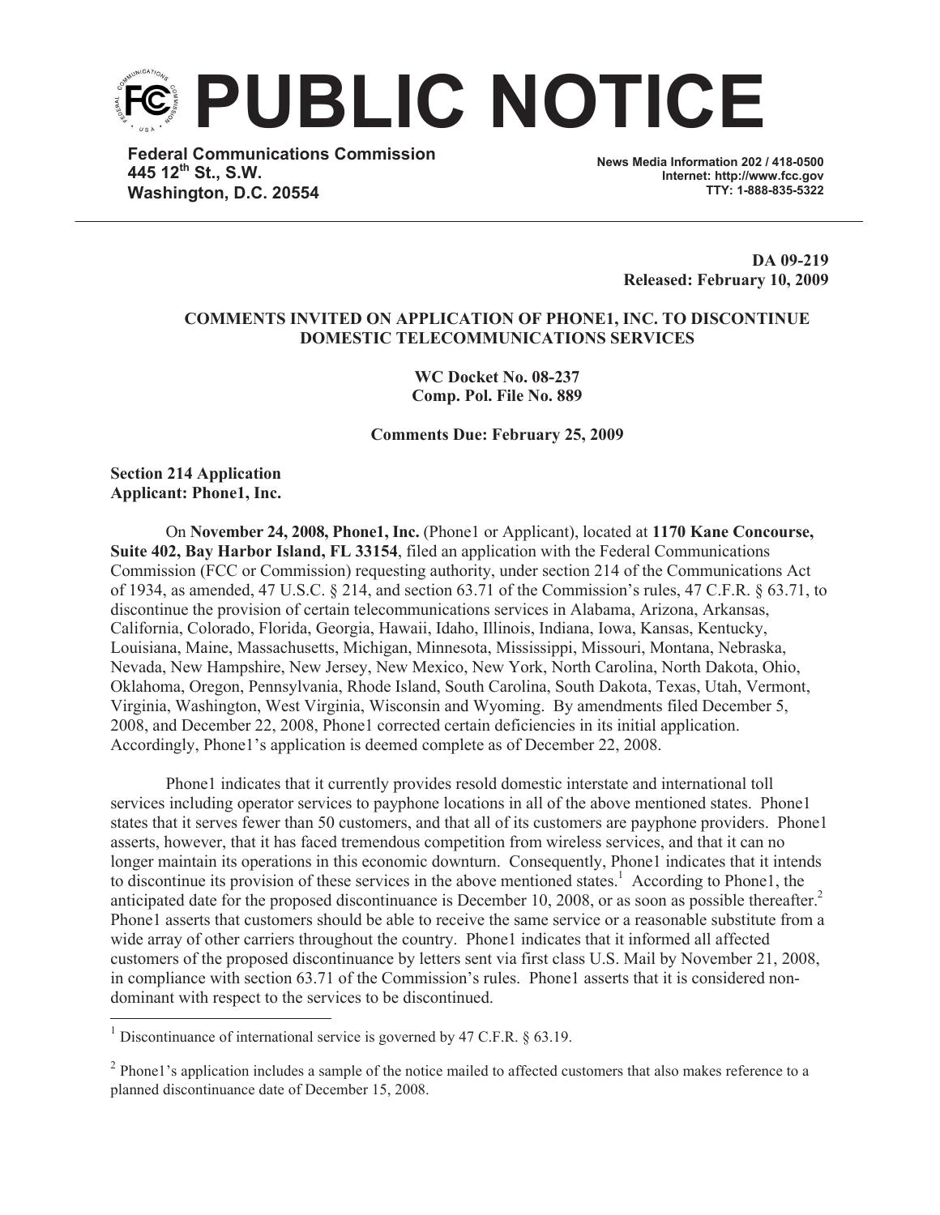# PUBLIC NOTICE

**Federal Communications Commission**
**445 12th St., S.W.**
**Washington, D.C. 20554**

**News Media Information 202 / 418-0500**
**Internet: http://www.fcc.gov**
**TTY: 1-888-835-5322**

**DA 09-219**
**Released: February 10, 2009**

**COMMENTS INVITED ON APPLICATION OF PHONE1, INC. TO DISCONTINUE DOMESTIC TELECOMMUNICATIONS SERVICES**

**WC Docket No. 08-237**
**Comp. Pol. File No. 889**

**Comments Due: February 25, 2009**

**Section 214 Application**
**Applicant: Phone1, Inc.**

On **November 24, 2008, Phone1, Inc.** (Phone1 or Applicant), located at **1170 Kane Concourse, Suite 402, Bay Harbor Island, FL 33154**, filed an application with the Federal Communications Commission (FCC or Commission) requesting authority, under section 214 of the Communications Act of 1934, as amended, 47 U.S.C. § 214, and section 63.71 of the Commission's rules, 47 C.F.R. § 63.71, to discontinue the provision of certain telecommunications services in Alabama, Arizona, Arkansas, California, Colorado, Florida, Georgia, Hawaii, Idaho, Illinois, Indiana, Iowa, Kansas, Kentucky, Louisiana, Maine, Massachusetts, Michigan, Minnesota, Mississippi, Missouri, Montana, Nebraska, Nevada, New Hampshire, New Jersey, New Mexico, New York, North Carolina, North Dakota, Ohio, Oklahoma, Oregon, Pennsylvania, Rhode Island, South Carolina, South Dakota, Texas, Utah, Vermont, Virginia, Washington, West Virginia, Wisconsin and Wyoming. By amendments filed December 5, 2008, and December 22, 2008, Phone1 corrected certain deficiencies in its initial application. Accordingly, Phone1's application is deemed complete as of December 22, 2008.

Phone1 indicates that it currently provides resold domestic interstate and international toll services including operator services to payphone locations in all of the above mentioned states. Phone1 states that it serves fewer than 50 customers, and that all of its customers are payphone providers. Phone1 asserts, however, that it has faced tremendous competition from wireless services, and that it can no longer maintain its operations in this economic downturn. Consequently, Phone1 indicates that it intends to discontinue its provision of these services in the above mentioned states.[1] According to Phone1, the anticipated date for the proposed discontinuance is December 10, 2008, or as soon as possible thereafter.[2] Phone1 asserts that customers should be able to receive the same service or a reasonable substitute from a wide array of other carriers throughout the country. Phone1 indicates that it informed all affected customers of the proposed discontinuance by letters sent via first class U.S. Mail by November 21, 2008, in compliance with section 63.71 of the Commission's rules. Phone1 asserts that it is considered non-dominant with respect to the services to be discontinued.

[1] Discontinuance of international service is governed by 47 C.F.R. § 63.19.

[2] Phone1's application includes a sample of the notice mailed to affected customers that also makes reference to a planned discontinuance date of December 15, 2008.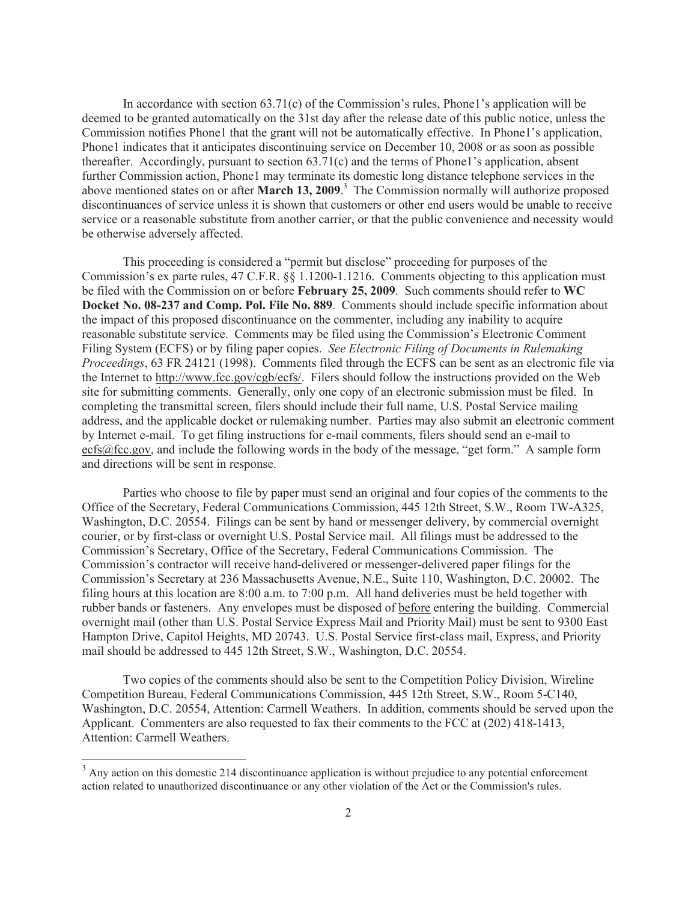In accordance with section 63.71(c) of the Commission's rules, Phone1's application will be deemed to be granted automatically on the 31st day after the release date of this public notice, unless the Commission notifies Phone1 that the grant will not be automatically effective. In Phone1's application, Phone1 indicates that it anticipates discontinuing service on December 10, 2008 or as soon as possible thereafter. Accordingly, pursuant to section 63.71(c) and the terms of Phone1's application, absent further Commission action, Phone1 may terminate its domestic long distance telephone services in the above mentioned states on or after **March 13, 2009**.[3] The Commission normally will authorize proposed discontinuances of service unless it is shown that customers or other end users would be unable to receive service or a reasonable substitute from another carrier, or that the public convenience and necessity would be otherwise adversely affected.

This proceeding is considered a "permit but disclose" proceeding for purposes of the Commission's ex parte rules, 47 C.F.R. §§ 1.1200-1.1216. Comments objecting to this application must be filed with the Commission on or before **February 25, 2009**. Such comments should refer to **WC Docket No. 08-237 and Comp. Pol. File No. 889**. Comments should include specific information about the impact of this proposed discontinuance on the commenter, including any inability to acquire reasonable substitute service. Comments may be filed using the Commission's Electronic Comment Filing System (ECFS) or by filing paper copies. *See Electronic Filing of Documents in Rulemaking Proceedings*, 63 FR 24121 (1998). Comments filed through the ECFS can be sent as an electronic file via the Internet to http://www.fcc.gov/cgb/ecfs/. Filers should follow the instructions provided on the Web site for submitting comments. Generally, only one copy of an electronic submission must be filed. In completing the transmittal screen, filers should include their full name, U.S. Postal Service mailing address, and the applicable docket or rulemaking number. Parties may also submit an electronic comment by Internet e-mail. To get filing instructions for e-mail comments, filers should send an e-mail to ecfs@fcc.gov, and include the following words in the body of the message, "get form." A sample form and directions will be sent in response.

Parties who choose to file by paper must send an original and four copies of the comments to the Office of the Secretary, Federal Communications Commission, 445 12th Street, S.W., Room TW-A325, Washington, D.C. 20554. Filings can be sent by hand or messenger delivery, by commercial overnight courier, or by first-class or overnight U.S. Postal Service mail. All filings must be addressed to the Commission's Secretary, Office of the Secretary, Federal Communications Commission. The Commission's contractor will receive hand-delivered or messenger-delivered paper filings for the Commission's Secretary at 236 Massachusetts Avenue, N.E., Suite 110, Washington, D.C. 20002. The filing hours at this location are 8:00 a.m. to 7:00 p.m. All hand deliveries must be held together with rubber bands or fasteners. Any envelopes must be disposed of before entering the building. Commercial overnight mail (other than U.S. Postal Service Express Mail and Priority Mail) must be sent to 9300 East Hampton Drive, Capitol Heights, MD 20743. U.S. Postal Service first-class mail, Express, and Priority mail should be addressed to 445 12th Street, S.W., Washington, D.C. 20554.

Two copies of the comments should also be sent to the Competition Policy Division, Wireline Competition Bureau, Federal Communications Commission, 445 12th Street, S.W., Room 5-C140, Washington, D.C. 20554, Attention: Carmell Weathers. In addition, comments should be served upon the Applicant. Commenters are also requested to fax their comments to the FCC at (202) 418-1413, Attention: Carmell Weathers.

[3] Any action on this domestic 214 discontinuance application is without prejudice to any potential enforcement action related to unauthorized discontinuance or any other violation of the Act or the Commission's rules.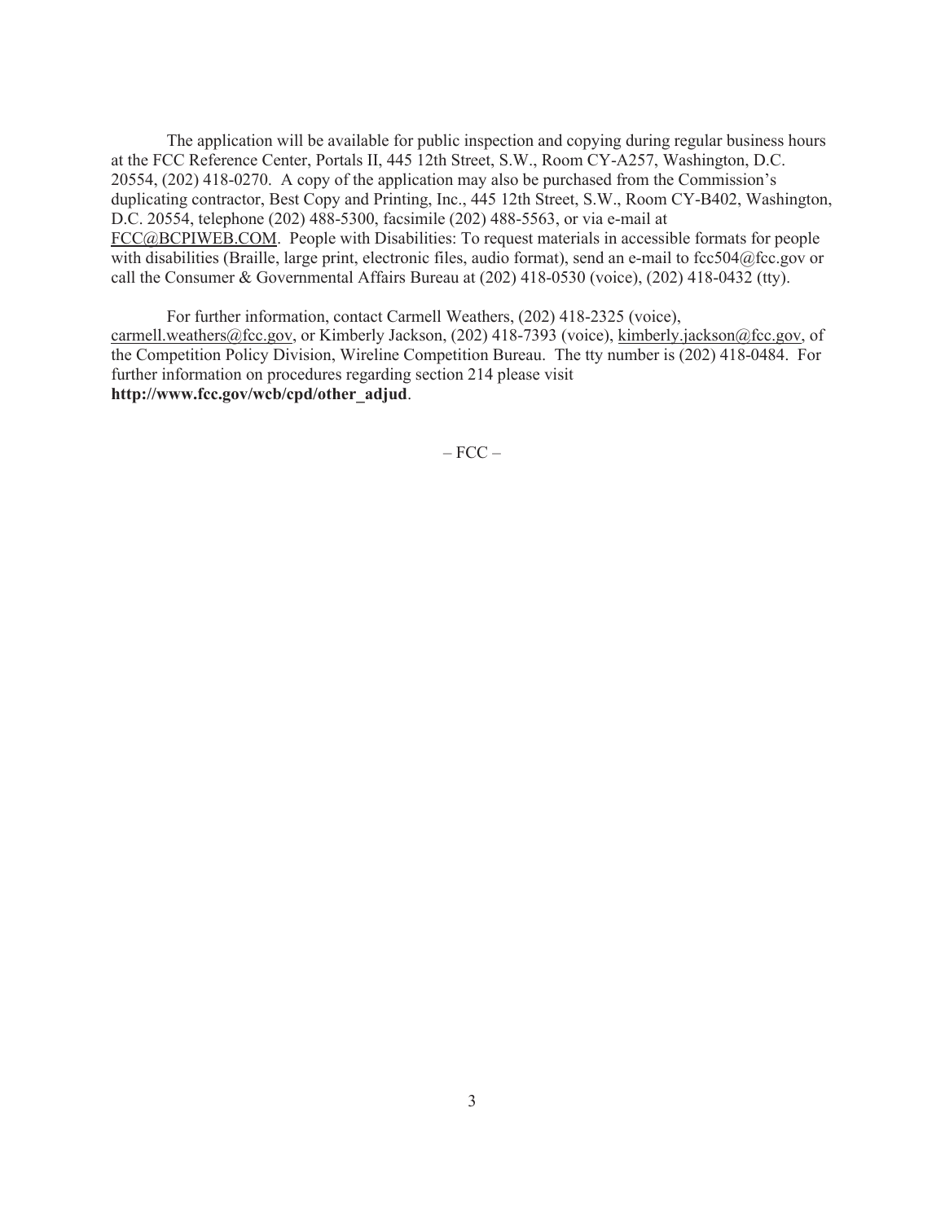The application will be available for public inspection and copying during regular business hours at the FCC Reference Center, Portals II, 445 12th Street, S.W., Room CY-A257, Washington, D.C. 20554, (202) 418-0270. A copy of the application may also be purchased from the Commission's duplicating contractor, Best Copy and Printing, Inc., 445 12th Street, S.W., Room CY-B402, Washington, D.C. 20554, telephone (202) 488-5300, facsimile (202) 488-5563, or via e-mail at FCC@BCPIWEB.COM. People with Disabilities: To request materials in accessible formats for people with disabilities (Braille, large print, electronic files, audio format), send an e-mail to fcc504@fcc.gov or call the Consumer & Governmental Affairs Bureau at (202) 418-0530 (voice), (202) 418-0432 (tty).

For further information, contact Carmell Weathers, (202) 418-2325 (voice), carmell.weathers@fcc.gov, or Kimberly Jackson, (202) 418-7393 (voice), kimberly.jackson@fcc.gov, of the Competition Policy Division, Wireline Competition Bureau. The tty number is (202) 418-0484. For further information on procedures regarding section 214 please visit **http://www.fcc.gov/wcb/cpd/other_adjud**.

– FCC –